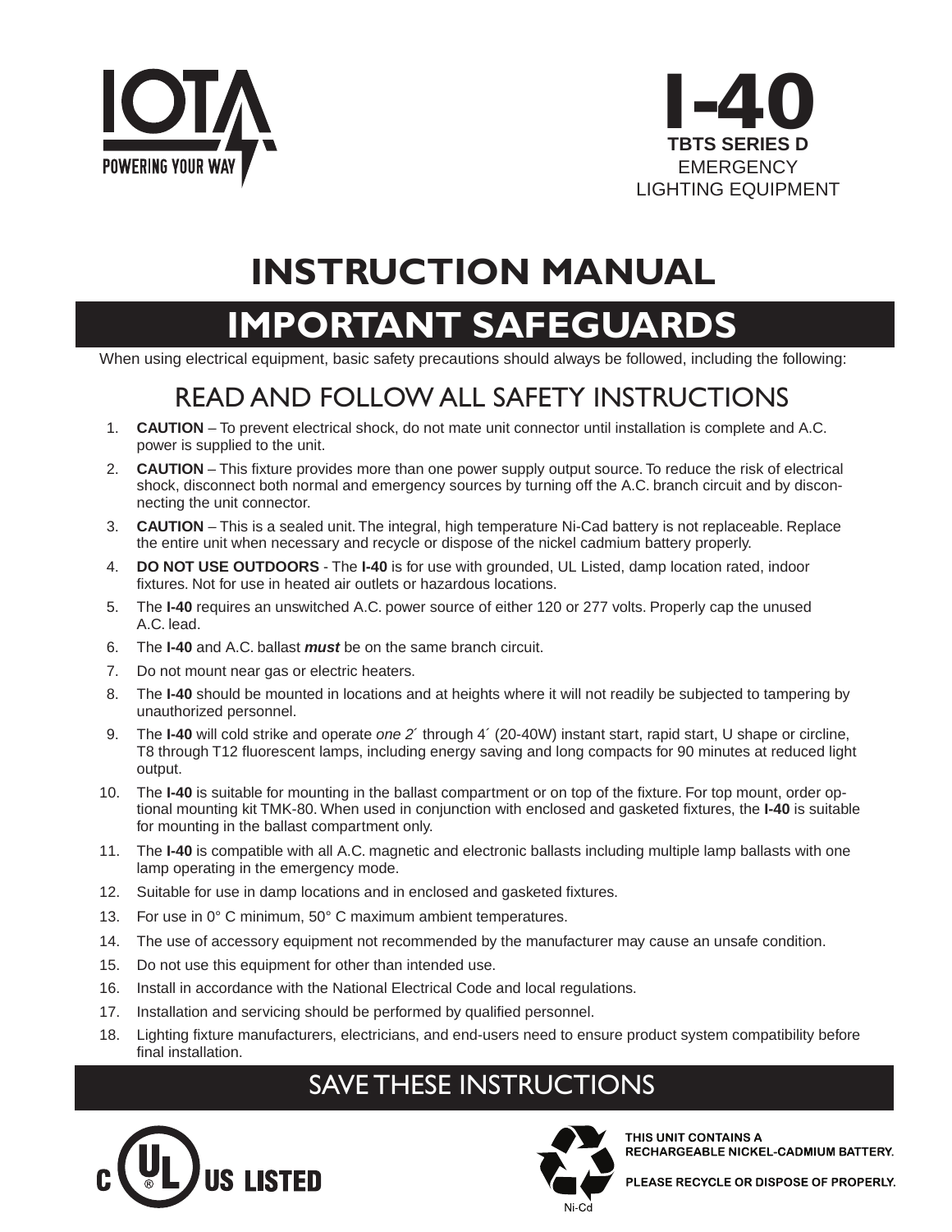IOTA

POWERING YOUR WAY

# I-40

**TBTS SERIES D**

EMERGENCY
LIGHTING EQUIPMENT

# INSTRUCTION MANUAL

# IMPORTANT SAFEGUARDS

When using electrical equipment, basic safety precautions should always be followed, including the following:

## READ AND FOLLOW ALL SAFETY INSTRUCTIONS

1. **CAUTION** – To prevent electrical shock, do not mate unit connector until installation is complete and A.C. power is supplied to the unit.
2. **CAUTION** – This fixture provides more than one power supply output source. To reduce the risk of electrical shock, disconnect both normal and emergency sources by turning off the A.C. branch circuit and by disconnecting the unit connector.
3. **CAUTION** – This is a sealed unit. The integral, high temperature Ni-Cad battery is not replaceable. Replace the entire unit when necessary and recycle or dispose of the nickel cadmium battery properly.
4. **DO NOT USE OUTDOORS** - The **I-40** is for use with grounded, UL Listed, damp location rated, indoor fixtures. Not for use in heated air outlets or hazardous locations.
5. The **I-40** requires an unswitched A.C. power source of either 120 or 277 volts. Properly cap the unused A.C. lead.
6. The **I-40** and A.C. ballast ***must*** be on the same branch circuit.
7. Do not mount near gas or electric heaters.
8. The **I-40** should be mounted in locations and at heights where it will not readily be subjected to tampering by unauthorized personnel.
9. The **I-40** will cold strike and operate *one 2´* through 4´ (20-40W) instant start, rapid start, U shape or circline, T8 through T12 fluorescent lamps, including energy saving and long compacts for 90 minutes at reduced light output.
10. The **I-40** is suitable for mounting in the ballast compartment or on top of the fixture. For top mount, order optional mounting kit TMK-80. When used in conjunction with enclosed and gasketed fixtures, the **I-40** is suitable for mounting in the ballast compartment only.
11. The **I-40** is compatible with all A.C. magnetic and electronic ballasts including multiple lamp ballasts with one lamp operating in the emergency mode.
12. Suitable for use in damp locations and in enclosed and gasketed fixtures.
13. For use in 0° C minimum, 50° C maximum ambient temperatures.
14. The use of accessory equipment not recommended by the manufacturer may cause an unsafe condition.
15. Do not use this equipment for other than intended use.
16. Install in accordance with the National Electrical Code and local regulations.
17. Installation and servicing should be performed by qualified personnel.
18. Lighting fixture manufacturers, electricians, and end-users need to ensure product system compatibility before final installation.

## SAVE THESE INSTRUCTIONS

C UL US LISTED

Ni-Cd

**THIS UNIT CONTAINS A RECHARGEABLE NICKEL-CADMIUM BATTERY.**

**PLEASE RECYCLE OR DISPOSE OF PROPERLY.**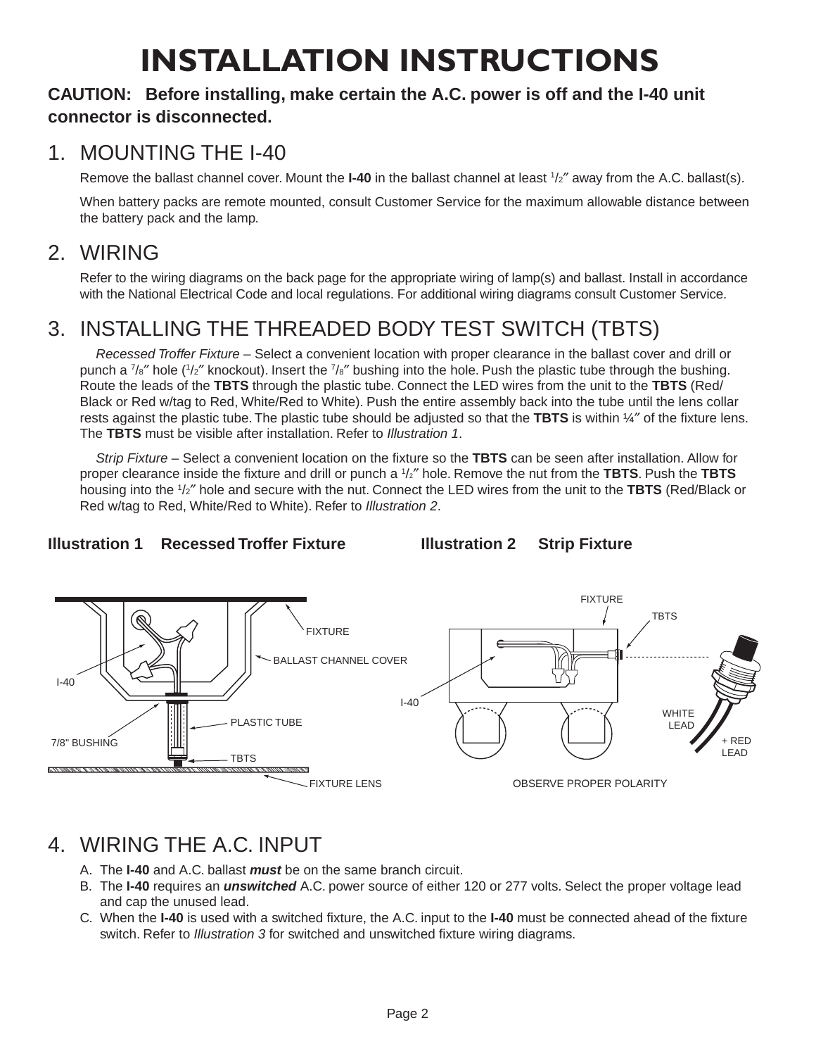# INSTALLATION INSTRUCTIONS

**CAUTION: Before installing, make certain the A.C. power is off and the I-40 unit connector is disconnected.**

## 1. MOUNTING THE I-40

Remove the ballast channel cover. Mount the **I-40** in the ballast channel at least 1/2″ away from the A.C. ballast(s).

When battery packs are remote mounted, consult Customer Service for the maximum allowable distance between the battery pack and the lamp.

## 2. WIRING

Refer to the wiring diagrams on the back page for the appropriate wiring of lamp(s) and ballast. Install in accordance with the National Electrical Code and local regulations. For additional wiring diagrams consult Customer Service.

## 3. INSTALLING THE THREADED BODY TEST SWITCH (TBTS)

*Recessed Troffer Fixture* – Select a convenient location with proper clearance in the ballast cover and drill or punch a 7/8″ hole (1/2″ knockout). Insert the 7/8″ bushing into the hole. Push the plastic tube through the bushing. Route the leads of the **TBTS** through the plastic tube. Connect the LED wires from the unit to the **TBTS** (Red/Black or Red w/tag to Red, White/Red to White). Push the entire assembly back into the tube until the lens collar rests against the plastic tube. The plastic tube should be adjusted so that the **TBTS** is within ¼″ of the fixture lens. The **TBTS** must be visible after installation. Refer to *Illustration 1*.

*Strip Fixture* – Select a convenient location on the fixture so the **TBTS** can be seen after installation. Allow for proper clearance inside the fixture and drill or punch a 1/2″ hole. Remove the nut from the **TBTS**. Push the **TBTS** housing into the 1/2″ hole and secure with the nut. Connect the LED wires from the unit to the **TBTS** (Red/Black or Red w/tag to Red, White/Red to White). Refer to *Illustration 2*.

**Illustration 1 Recessed Troffer Fixture**

FIXTURE
BALLAST CHANNEL COVER
I-40
PLASTIC TUBE
7/8" BUSHING
TBTS
FIXTURE LENS

**Illustration 2 Strip Fixture**

FIXTURE
TBTS
I-40
WHITE LEAD
+ RED LEAD
OBSERVE PROPER POLARITY

## 4. WIRING THE A.C. INPUT

A. The **I-40** and A.C. ballast ***must*** be on the same branch circuit.

B. The **I-40** requires an ***unswitched*** A.C. power source of either 120 or 277 volts. Select the proper voltage lead and cap the unused lead.

C. When the **I-40** is used with a switched fixture, the A.C. input to the **I-40** must be connected ahead of the fixture switch. Refer to *Illustration 3* for switched and unswitched fixture wiring diagrams.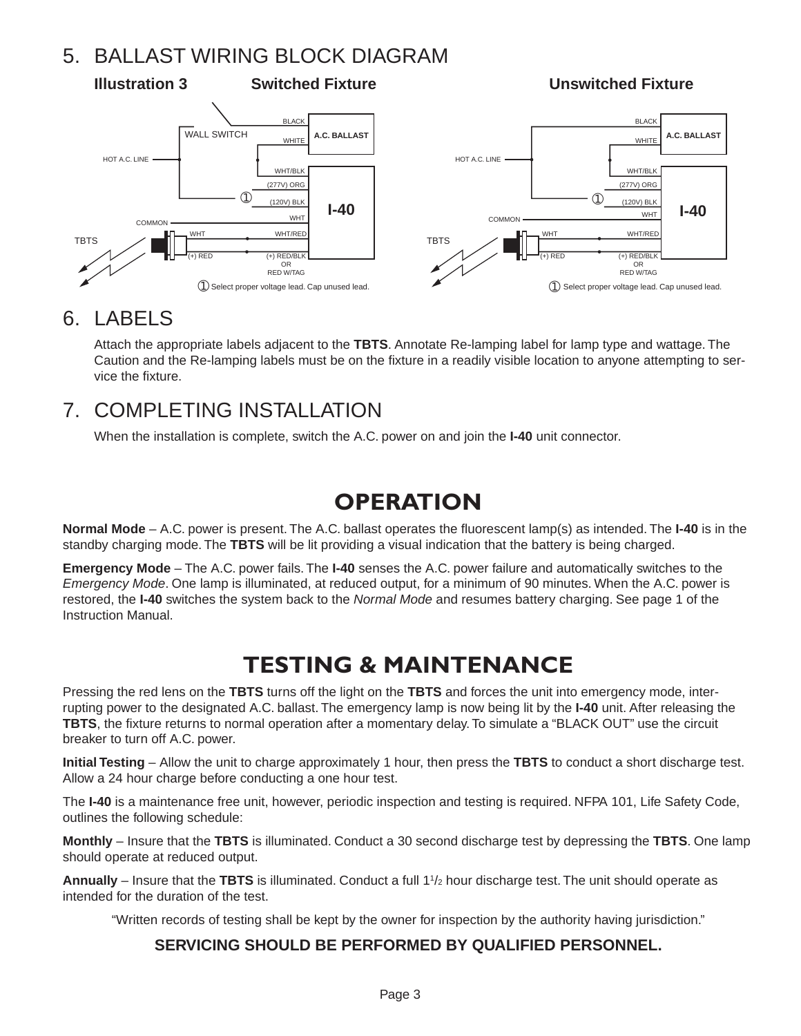## 5. BALLAST WIRING BLOCK DIAGRAM

**Illustration 3** **Switched Fixture** **Unswitched Fixture**

BLACK
WALL SWITCH
A.C. BALLAST
WHITE
HOT A.C. LINE
WHT/BLK
(277V) ORG
①
(120V) BLK
I-40
WHT
COMMON
WHT
WHT/RED
TBTS
(+) RED
(+) RED/BLK
OR
RED W/TAG
① Select proper voltage lead. Cap unused lead.

BLACK
A.C. BALLAST
WHITE
HOT A.C. LINE
WHT/BLK
(277V) ORG
①
(120V) BLK
I-40
WHT
COMMON
WHT
WHT/RED
TBTS
(+) RED
(+) RED/BLK
OR
RED W/TAG
① Select proper voltage lead. Cap unused lead.

## 6. LABELS

Attach the appropriate labels adjacent to the **TBTS**. Annotate Re-lamping label for lamp type and wattage. The Caution and the Re-lamping labels must be on the fixture in a readily visible location to anyone attempting to service the fixture.

## 7. COMPLETING INSTALLATION

When the installation is complete, switch the A.C. power on and join the **I-40** unit connector.

# OPERATION

**Normal Mode** – A.C. power is present. The A.C. ballast operates the fluorescent lamp(s) as intended. The **I-40** is in the standby charging mode. The **TBTS** will be lit providing a visual indication that the battery is being charged.

**Emergency Mode** – The A.C. power fails. The **I-40** senses the A.C. power failure and automatically switches to the *Emergency Mode*. One lamp is illuminated, at reduced output, for a minimum of 90 minutes. When the A.C. power is restored, the **I-40** switches the system back to the *Normal Mode* and resumes battery charging. See page 1 of the Instruction Manual.

# TESTING & MAINTENANCE

Pressing the red lens on the **TBTS** turns off the light on the **TBTS** and forces the unit into emergency mode, interrupting power to the designated A.C. ballast. The emergency lamp is now being lit by the **I-40** unit. After releasing the **TBTS**, the fixture returns to normal operation after a momentary delay. To simulate a "BLACK OUT" use the circuit breaker to turn off A.C. power.

**Initial Testing** – Allow the unit to charge approximately 1 hour, then press the **TBTS** to conduct a short discharge test. Allow a 24 hour charge before conducting a one hour test.

The **I-40** is a maintenance free unit, however, periodic inspection and testing is required. NFPA 101, Life Safety Code, outlines the following schedule:

**Monthly** – Insure that the **TBTS** is illuminated. Conduct a 30 second discharge test by depressing the **TBTS**. One lamp should operate at reduced output.

**Annually** – Insure that the **TBTS** is illuminated. Conduct a full 1½ hour discharge test. The unit should operate as intended for the duration of the test.

"Written records of testing shall be kept by the owner for inspection by the authority having jurisdiction."

**SERVICING SHOULD BE PERFORMED BY QUALIFIED PERSONNEL.**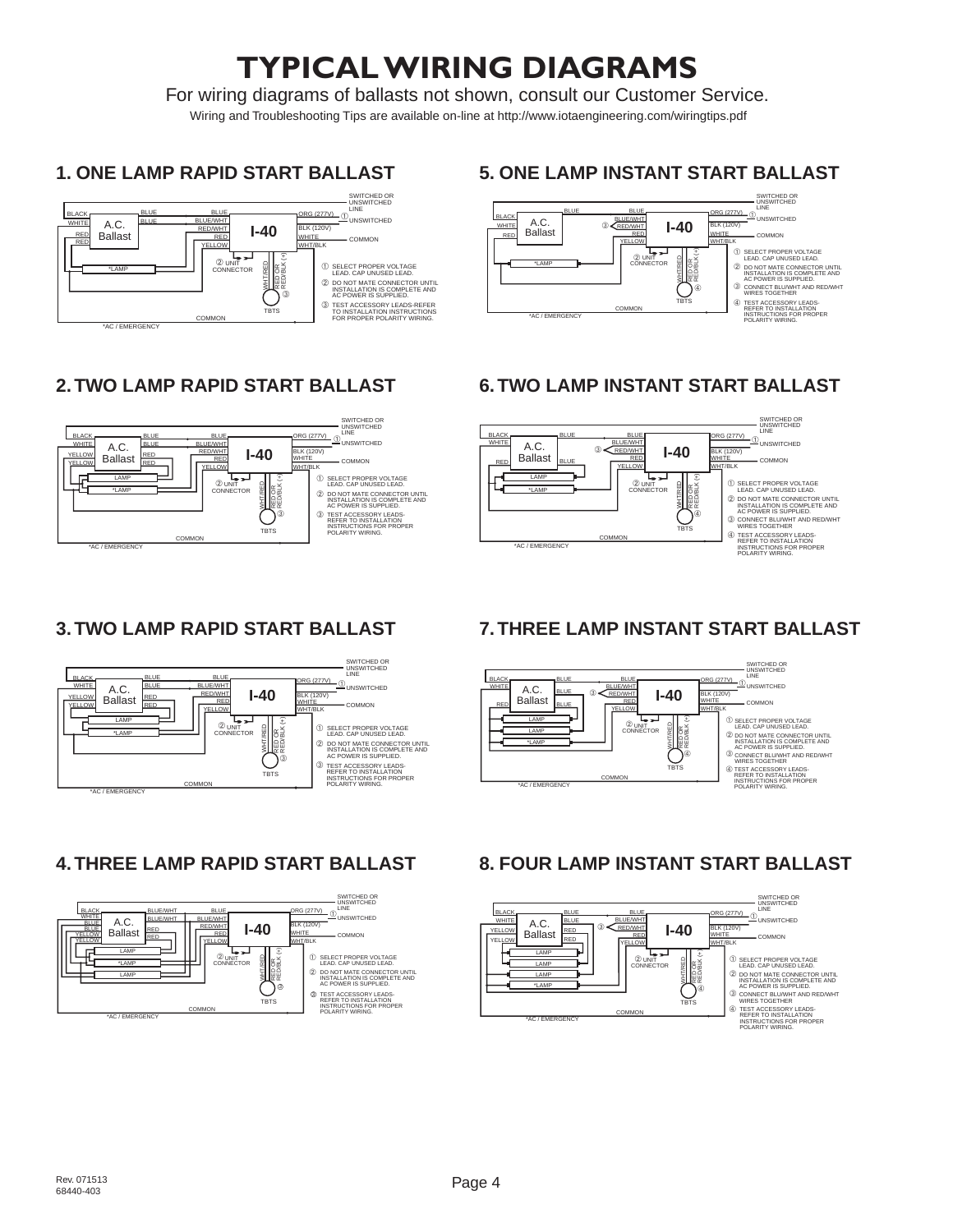# TYPICAL WIRING DIAGRAMS

For wiring diagrams of ballasts not shown, consult our Customer Service.

Wiring and Troubleshooting Tips are available on-line at http://www.iotaengineering.com/wiringtips.pdf

## 1. ONE LAMP RAPID START BALLAST

A.C. Ballast
BLACK
WHITE
RED
RED
BLUE
BLUE
BLUE
BLUE/WHT
RED/WHT
RED
YELLOW
I-40
ORG (277V)
BLK (120V)
WHITE
WHT/BLK
SWITCHED OR UNSWITCHED LINE
UNSWITCHED
COMMON
*LAMP
② UNIT CONNECTOR
WHT/RED
RED OR RED/BLK (+)
③
TBTS
COMMON
*AC / EMERGENCY

① SELECT PROPER VOLTAGE LEAD. CAP UNUSED LEAD.

② DO NOT MATE CONNECTOR UNTIL INSTALLATION IS COMPLETE AND AC POWER IS SUPPLIED.

③ TEST ACCESSORY LEADS-REFER TO INSTALLATION INSTRUCTIONS FOR PROPER POLARITY WIRING.

## 2. TWO LAMP RAPID START BALLAST

A.C. Ballast
BLACK
WHITE
YELLOW
YELLOW
BLUE
BLUE
RED
RED
BLUE
BLUE/WHT
RED/WHT
RED
YELLOW
I-40
ORG (277V)
BLK (120V)
WHITE
WHT/BLK
SWITCHED OR UNSWITCHED LINE
UNSWITCHED
COMMON
LAMP
*LAMP
② UNIT CONNECTOR
WHT/RED
RED OR RED/BLK (+)
③
TBTS
COMMON
*AC / EMERGENCY

① SELECT PROPER VOLTAGE LEAD. CAP UNUSED LEAD.

② DO NOT MATE CONNECTOR UNTIL INSTALLATION IS COMPLETE AND AC POWER IS SUPPLIED.

③ TEST ACCESSORY LEADS-REFER TO INSTALLATION INSTRUCTIONS FOR PROPER POLARITY WIRING.

## 3. TWO LAMP RAPID START BALLAST

A.C. Ballast
BLACK
WHITE
YELLOW
YELLOW
BLUE
BLUE
RED
RED
BLUE
BLUE/WHT
RED/WHT
RED
YELLOW
I-40
ORG (277V)
BLK (120V)
WHITE
WHT/BLK
SWITCHED OR UNSWITCHED LINE
UNSWITCHED
COMMON
LAMP
*LAMP
② UNIT CONNECTOR
WHT/RED
RED OR RED/BLK (+)
③
TBTS
COMMON
*AC / EMERGENCY

① SELECT PROPER VOLTAGE LEAD. CAP UNUSED LEAD.

② DO NOT MATE CONNECTOR UNTIL INSTALLATION IS COMPLETE AND AC POWER IS SUPPLIED.

③ TEST ACCESSORY LEADS-REFER TO INSTALLATION INSTRUCTIONS FOR PROPER POLARITY WIRING.

## 4. THREE LAMP RAPID START BALLAST

A.C. Ballast
BLACK
WHITE
BLUE
BLUE
YELLOW
YELLOW
BLUE/WHT
BLUE/WHT
RED
RED
BLUE
BLUE/WHT
RED/WHT
RED
YELLOW
I-40
ORG (277V)
BLK (120V)
WHITE
WHT/BLK
SWITCHED OR UNSWITCHED LINE
UNSWITCHED
COMMON
LAMP
*LAMP
LAMP
② UNIT CONNECTOR
WHT/RED
RED OR RED/BLK (+)
③
TBTS
COMMON
*AC / EMERGENCY

① SELECT PROPER VOLTAGE LEAD. CAP UNUSED LEAD.

② DO NOT MATE CONNECTOR UNTIL INSTALLATION IS COMPLETE AND AC POWER IS SUPPLIED.

③ TEST ACCESSORY LEADS-REFER TO INSTALLATION INSTRUCTIONS FOR PROPER POLARITY WIRING.

## 5. ONE LAMP INSTANT START BALLAST

A.C. Ballast
BLACK
WHITE
RED
BLUE
BLUE
BLUE/WHT
③
RED/WHT
RED
YELLOW
I-40
ORG (277V)
BLK (120V)
WHITE
WHT/BLK
SWITCHED OR UNSWITCHED LINE
UNSWITCHED
COMMON
*LAMP
② UNIT CONNECTOR
WHT/RED
RED OR RED/BLK (+)
④
TBTS
COMMON
*AC / EMERGENCY

① SELECT PROPER VOLTAGE LEAD. CAP UNUSED LEAD.

② DO NOT MATE CONNECTOR UNTIL INSTALLATION IS COMPLETE AND AC POWER IS SUPPLIED.

③ CONNECT BLU/WHT AND RED/WHT WIRES TOGETHER

④ TEST ACCESSORY LEADS-REFER TO INSTALLATION INSTRUCTIONS FOR PROPER POLARITY WIRING.

## 6. TWO LAMP INSTANT START BALLAST

A.C. Ballast
BLACK
WHITE
RED
BLUE
BLUE
BLUE
BLUE/WHT
③
RED/WHT
RED
YELLOW
I-40
ORG (277V)
BLK (120V)
WHITE
WHT/BLK
SWITCHED OR UNSWITCHED LINE
UNSWITCHED
COMMON
LAMP
*LAMP
② UNIT CONNECTOR
WHT/RED
RED OR RED/BLK (+)
④
TBTS
COMMON
*AC / EMERGENCY

① SELECT PROPER VOLTAGE LEAD. CAP UNUSED LEAD.

② DO NOT MATE CONNECTOR UNTIL INSTALLATION IS COMPLETE AND AC POWER IS SUPPLIED.

③ CONNECT BLU/WHT AND RED/WHT WIRES TOGETHER

④ TEST ACCESSORY LEADS-REFER TO INSTALLATION INSTRUCTIONS FOR PROPER POLARITY WIRING.

## 7. THREE LAMP INSTANT START BALLAST

A.C. Ballast
BLACK
WHITE
RED
BLUE
BLUE
BLUE
BLUE
BLUE/WHT
③
RED/WHT
RED
YELLOW
I-40
ORG (277V)
BLK (120V)
WHITE
WHT/BLK
SWITCHED OR UNSWITCHED LINE
UNSWITCHED
COMMON
LAMP
LAMP
*LAMP
② UNIT CONNECTOR
WHT/RED
RED OR RED/BLK (+)
④
TBTS
COMMON
*AC / EMERGENCY

① SELECT PROPER VOLTAGE LEAD. CAP UNUSED LEAD.

② DO NOT MATE CONNECTOR UNTIL INSTALLATION IS COMPLETE AND AC POWER IS SUPPLIED.

③ CONNECT BLU/WHT AND RED/WHT WIRES TOGETHER

④ TEST ACCESSORY LEADS-REFER TO INSTALLATION INSTRUCTIONS FOR PROPER POLARITY WIRING.

## 8. FOUR LAMP INSTANT START BALLAST

A.C. Ballast
BLACK
WHITE
YELLOW
YELLOW
BLUE
BLUE
RED
RED
BLUE
BLUE/WHT
③
RED/WHT
RED
YELLOW
I-40
ORG (277V)
BLK (120V)
WHITE
WHT/BLK
SWITCHED OR UNSWITCHED LINE
UNSWITCHED
COMMON
LAMP
LAMP
LAMP
*LAMP
② UNIT CONNECTOR
WHT/RED
RED OR RED/BLK (+)
④
TBTS
COMMON
*AC / EMERGENCY

① SELECT PROPER VOLTAGE LEAD. CAP UNUSED LEAD.

② DO NOT MATE CONNECTOR UNTIL INSTALLATION IS COMPLETE AND AC POWER IS SUPPLIED.

③ CONNECT BLU/WHT AND RED/WHT WIRES TOGETHER

④ TEST ACCESSORY LEADS-REFER TO INSTALLATION INSTRUCTIONS FOR PROPER POLARITY WIRING.

Rev. 071513
68440-403